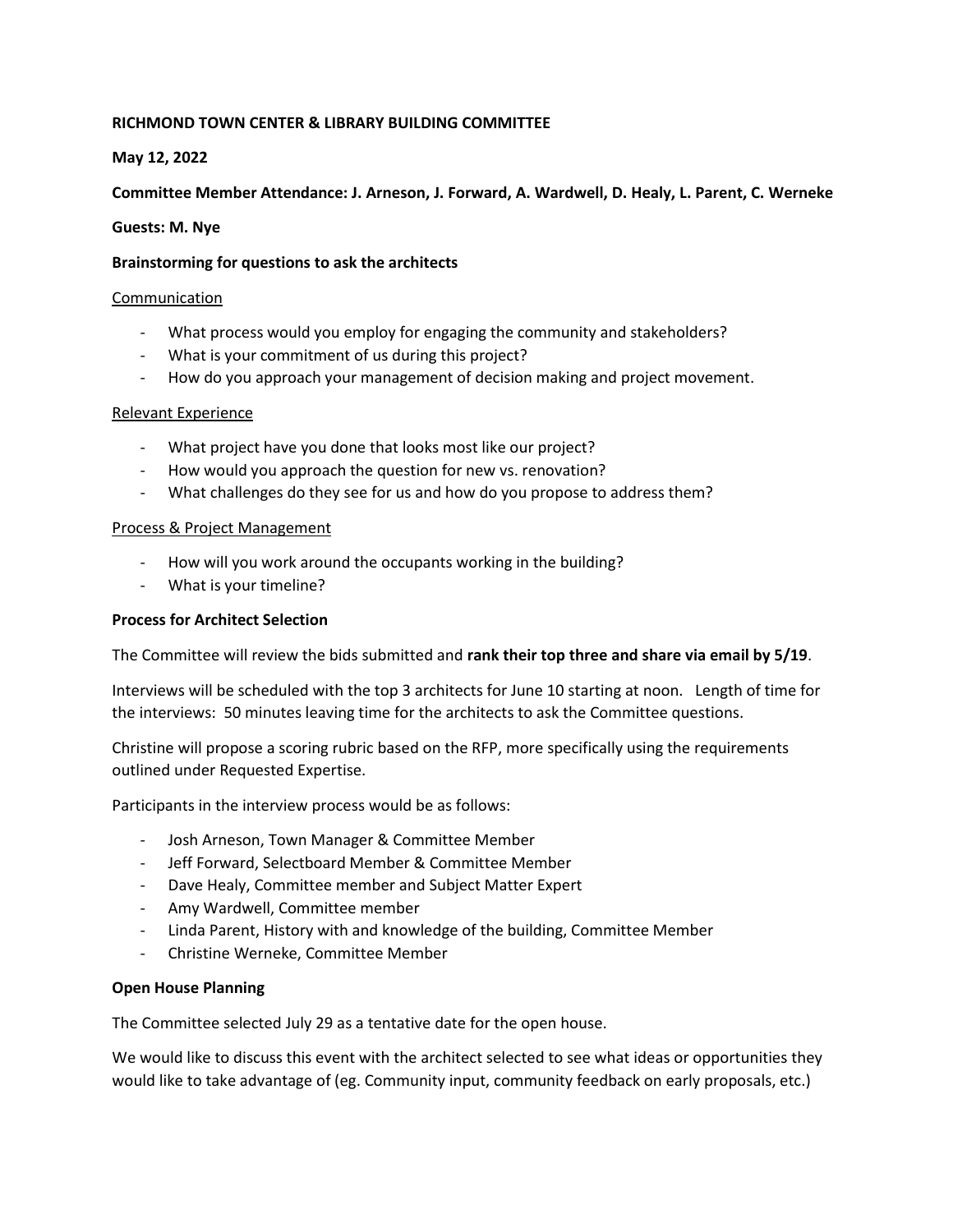**RICHMOND TOWN CENTER & LIBRARY BUILDING COMMITTEE**

**May 12, 2022**

**Committee Member Attendance: J. Arneson, J. Forward, A. Wardwell, D. Healy, L. Parent, C. Werneke**

**Guests: M. Nye**

**Brainstorming for questions to ask the architects**

<u>Communication</u>

- What process would you employ for engaging the community and stakeholders?
- What is your commitment of us during this project?
- How do you approach your management of decision making and project movement.

<u>Relevant Experience</u>

- What project have you done that looks most like our project?
- How would you approach the question for new vs. renovation?
- What challenges do they see for us and how do you propose to address them?

<u>Process & Project Management</u>

- How will you work around the occupants working in the building?
- What is your timeline?

**Process for Architect Selection**

The Committee will review the bids submitted and **rank their top three and share via email by 5/19**.

Interviews will be scheduled with the top 3 architects for June 10 starting at noon. Length of time for the interviews: 50 minutes leaving time for the architects to ask the Committee questions.

Christine will propose a scoring rubric based on the RFP, more specifically using the requirements outlined under Requested Expertise.

Participants in the interview process would be as follows:

- Josh Arneson, Town Manager & Committee Member
- Jeff Forward, Selectboard Member & Committee Member
- Dave Healy, Committee member and Subject Matter Expert
- Amy Wardwell, Committee member
- Linda Parent, History with and knowledge of the building, Committee Member
- Christine Werneke, Committee Member

**Open House Planning**

The Committee selected July 29 as a tentative date for the open house.

We would like to discuss this event with the architect selected to see what ideas or opportunities they would like to take advantage of (eg. Community input, community feedback on early proposals, etc.)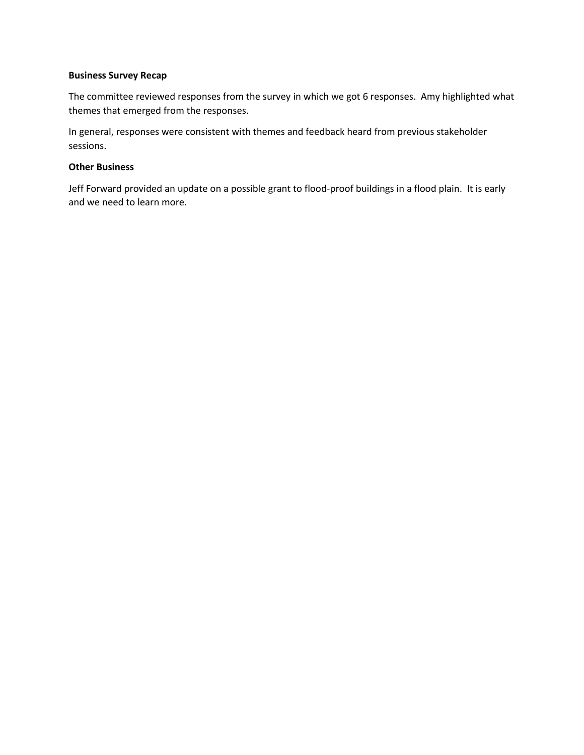**Business Survey Recap**

The committee reviewed responses from the survey in which we got 6 responses. Amy highlighted what themes that emerged from the responses.

In general, responses were consistent with themes and feedback heard from previous stakeholder sessions.

**Other Business**

Jeff Forward provided an update on a possible grant to flood-proof buildings in a flood plain. It is early and we need to learn more.